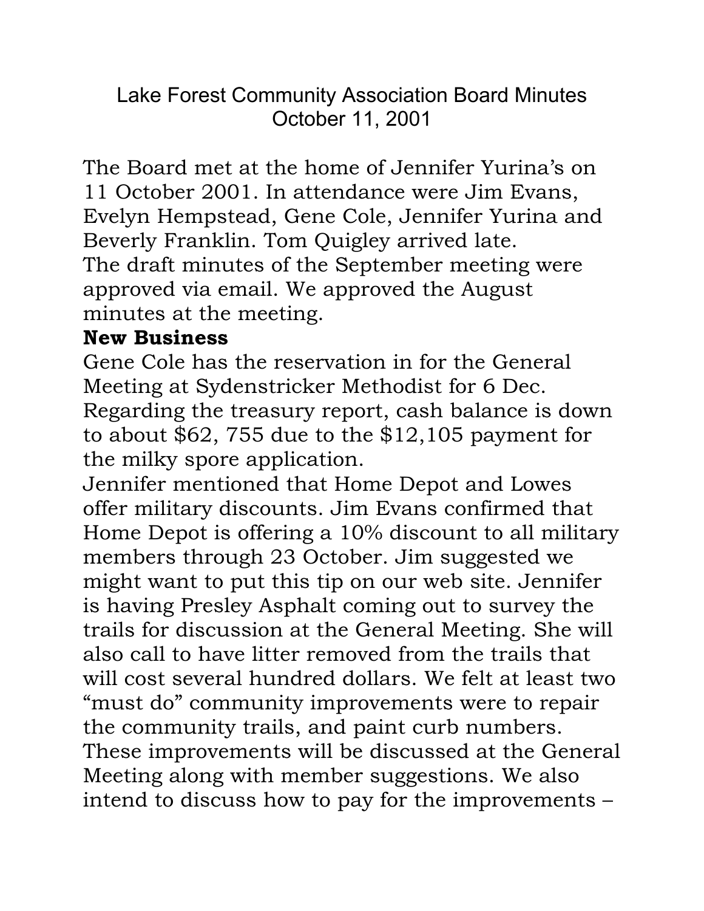# Lake Forest Community Association Board Minutes
October 11, 2001

The Board met at the home of Jennifer Yurina's on 11 October 2001. In attendance were Jim Evans, Evelyn Hempstead, Gene Cole, Jennifer Yurina and Beverly Franklin. Tom Quigley arrived late.
The draft minutes of the September meeting were approved via email. We approved the August minutes at the meeting.

**New Business**

Gene Cole has the reservation in for the General Meeting at Sydenstricker Methodist for 6 Dec.
Regarding the treasury report, cash balance is down to about $62, 755 due to the $12,105 payment for the milky spore application.
Jennifer mentioned that Home Depot and Lowes offer military discounts. Jim Evans confirmed that Home Depot is offering a 10% discount to all military members through 23 October. Jim suggested we might want to put this tip on our web site. Jennifer is having Presley Asphalt coming out to survey the trails for discussion at the General Meeting. She will also call to have litter removed from the trails that will cost several hundred dollars. We felt at least two "must do" community improvements were to repair the community trails, and paint curb numbers. These improvements will be discussed at the General Meeting along with member suggestions. We also intend to discuss how to pay for the improvements –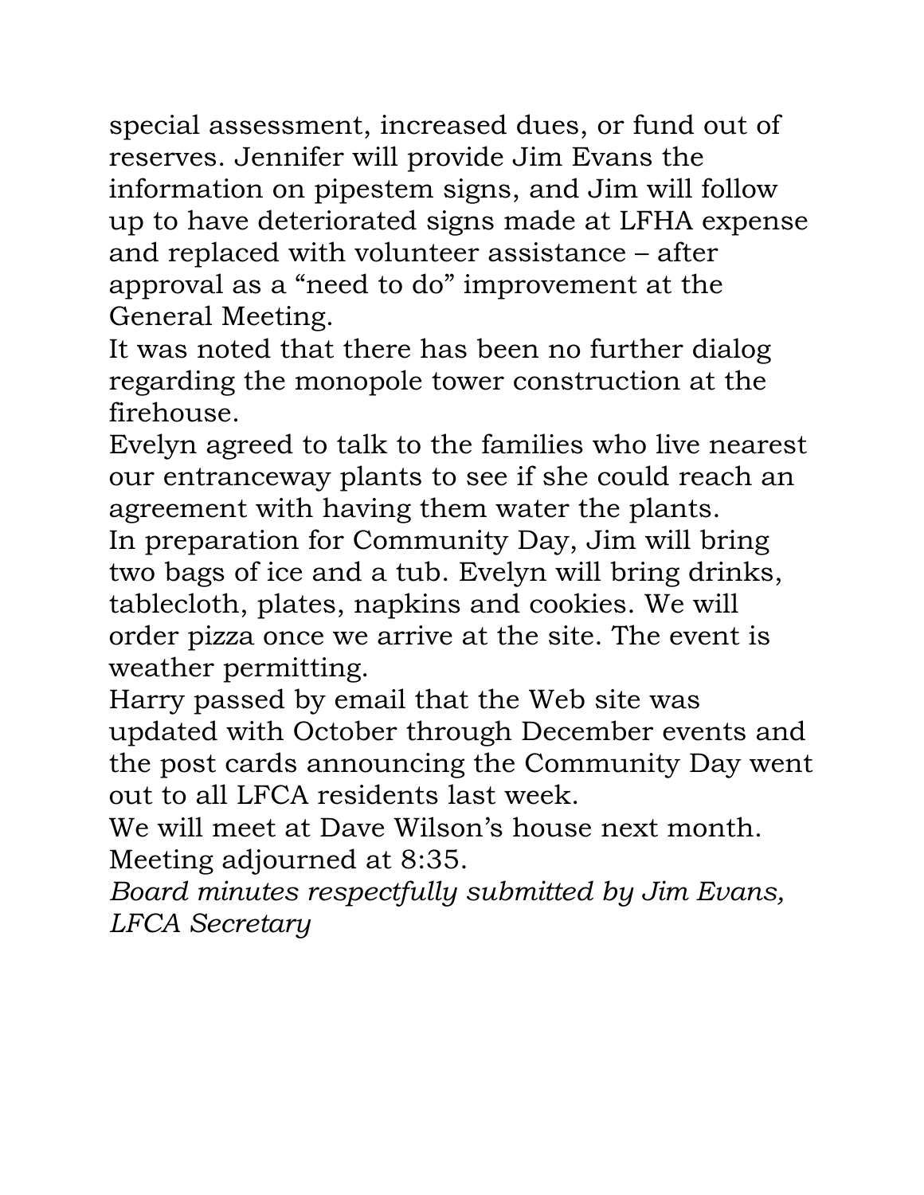special assessment, increased dues, or fund out of reserves. Jennifer will provide Jim Evans the information on pipestem signs, and Jim will follow up to have deteriorated signs made at LFHA expense and replaced with volunteer assistance – after approval as a "need to do" improvement at the General Meeting.

It was noted that there has been no further dialog regarding the monopole tower construction at the firehouse.

Evelyn agreed to talk to the families who live nearest our entranceway plants to see if she could reach an agreement with having them water the plants.

In preparation for Community Day, Jim will bring two bags of ice and a tub. Evelyn will bring drinks, tablecloth, plates, napkins and cookies. We will order pizza once we arrive at the site. The event is weather permitting.

Harry passed by email that the Web site was updated with October through December events and the post cards announcing the Community Day went out to all LFCA residents last week.

We will meet at Dave Wilson's house next month.

Meeting adjourned at 8:35.

*Board minutes respectfully submitted by Jim Evans, LFCA Secretary*